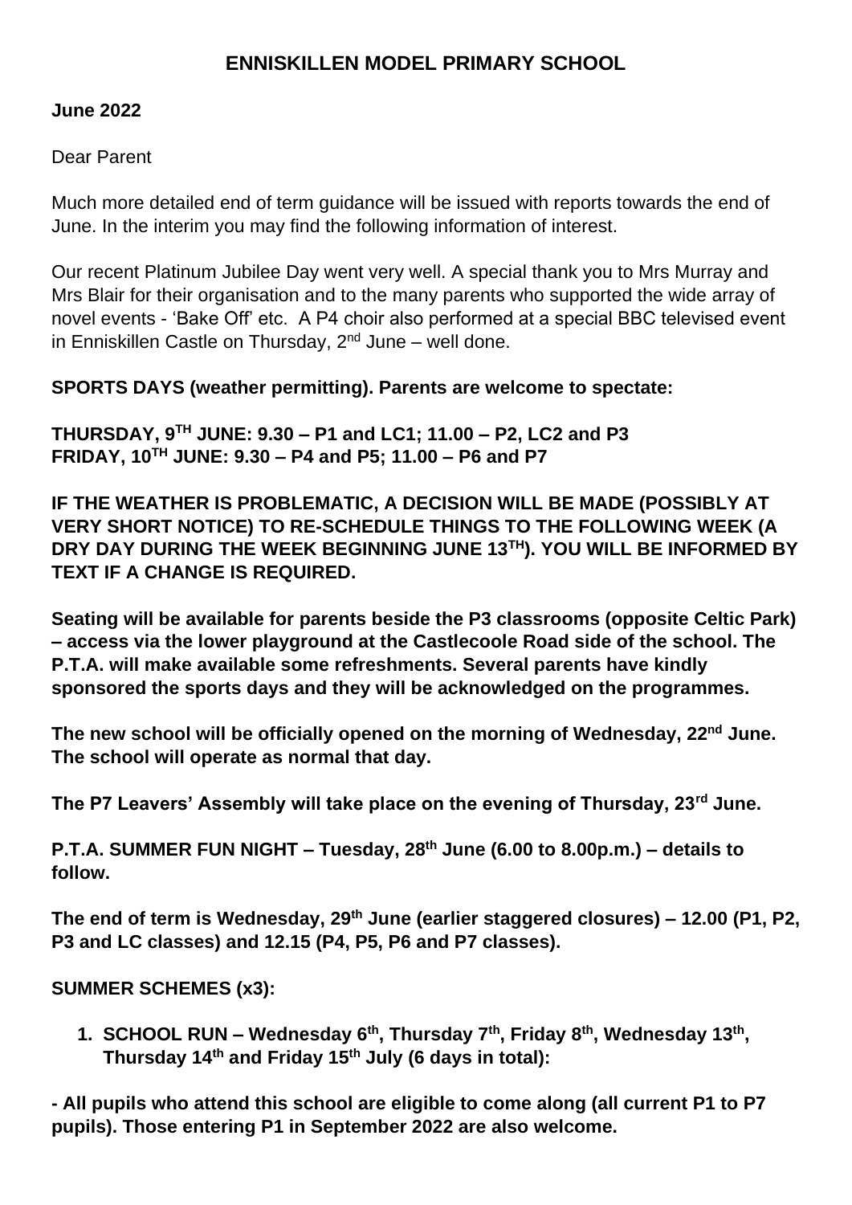# ENNISKILLEN MODEL PRIMARY SCHOOL

**June 2022**

Dear Parent

Much more detailed end of term guidance will be issued with reports towards the end of June. In the interim you may find the following information of interest.

Our recent Platinum Jubilee Day went very well. A special thank you to Mrs Murray and Mrs Blair for their organisation and to the many parents who supported the wide array of novel events - 'Bake Off' etc. A P4 choir also performed at a special BBC televised event in Enniskillen Castle on Thursday, 2nd June – well done.

**SPORTS DAYS (weather permitting). Parents are welcome to spectate:**

**THURSDAY, 9TH JUNE: 9.30 – P1 and LC1; 11.00 – P2, LC2 and P3**
**FRIDAY, 10TH JUNE: 9.30 – P4 and P5; 11.00 – P6 and P7**

**IF THE WEATHER IS PROBLEMATIC, A DECISION WILL BE MADE (POSSIBLY AT VERY SHORT NOTICE) TO RE-SCHEDULE THINGS TO THE FOLLOWING WEEK (A DRY DAY DURING THE WEEK BEGINNING JUNE 13TH). YOU WILL BE INFORMED BY TEXT IF A CHANGE IS REQUIRED.**

**Seating will be available for parents beside the P3 classrooms (opposite Celtic Park) – access via the lower playground at the Castlecoole Road side of the school. The P.T.A. will make available some refreshments. Several parents have kindly sponsored the sports days and they will be acknowledged on the programmes.**

**The new school will be officially opened on the morning of Wednesday, 22nd June. The school will operate as normal that day.**

**The P7 Leavers' Assembly will take place on the evening of Thursday, 23rd June.**

**P.T.A. SUMMER FUN NIGHT – Tuesday, 28th June (6.00 to 8.00p.m.) – details to follow.**

**The end of term is Wednesday, 29th June (earlier staggered closures) – 12.00 (P1, P2, P3 and LC classes) and 12.15 (P4, P5, P6 and P7 classes).**

**SUMMER SCHEMES (x3):**

1. **SCHOOL RUN – Wednesday 6th, Thursday 7th, Friday 8th, Wednesday 13th, Thursday 14th and Friday 15th July (6 days in total):**

**- All pupils who attend this school are eligible to come along (all current P1 to P7 pupils). Those entering P1 in September 2022 are also welcome.**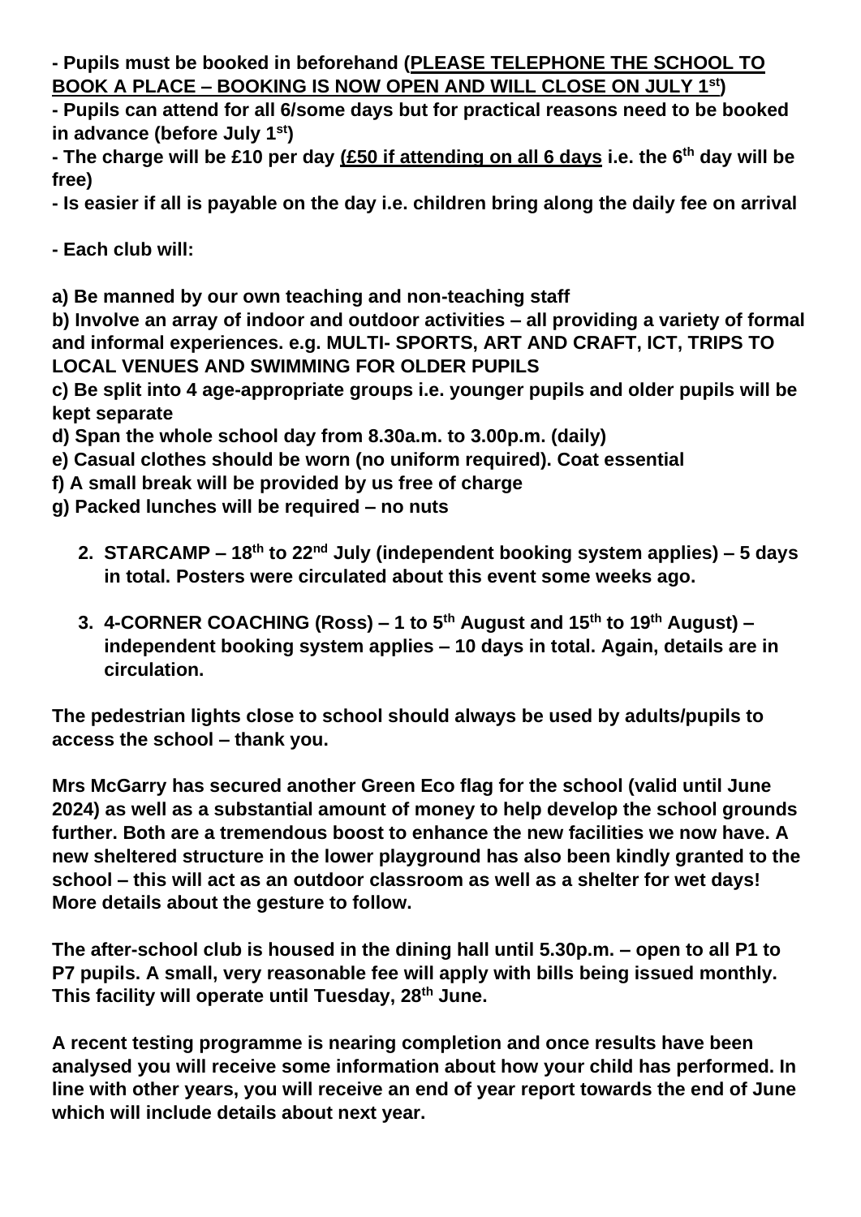**- Pupils must be booked in beforehand (<u>PLEASE TELEPHONE THE SCHOOL TO BOOK A PLACE – BOOKING IS NOW OPEN AND WILL CLOSE ON JULY 1st</u>)**
**- Pupils can attend for all 6/some days but for practical reasons need to be booked in advance (before July 1st)**
**- The charge will be £10 per day (<u>£50 if attending on all 6 days</u> i.e. the 6th day will be free)**
**- Is easier if all is payable on the day i.e. children bring along the daily fee on arrival**

**- Each club will:**

**a) Be manned by our own teaching and non-teaching staff**
**b) Involve an array of indoor and outdoor activities – all providing a variety of formal and informal experiences. e.g. MULTI- SPORTS, ART AND CRAFT, ICT, TRIPS TO LOCAL VENUES AND SWIMMING FOR OLDER PUPILS**
**c) Be split into 4 age-appropriate groups i.e. younger pupils and older pupils will be kept separate**
**d) Span the whole school day from 8.30a.m. to 3.00p.m. (daily)**
**e) Casual clothes should be worn (no uniform required). Coat essential**
**f) A small break will be provided by us free of charge**
**g) Packed lunches will be required – no nuts**

2. **STARCAMP – 18th to 22nd July (independent booking system applies) – 5 days in total. Posters were circulated about this event some weeks ago.**

3. **4-CORNER COACHING (Ross) – 1 to 5th August and 15th to 19th August) – independent booking system applies – 10 days in total. Again, details are in circulation.**

**The pedestrian lights close to school should always be used by adults/pupils to access the school – thank you.**

**Mrs McGarry has secured another Green Eco flag for the school (valid until June 2024) as well as a substantial amount of money to help develop the school grounds further. Both are a tremendous boost to enhance the new facilities we now have. A new sheltered structure in the lower playground has also been kindly granted to the school – this will act as an outdoor classroom as well as a shelter for wet days! More details about the gesture to follow.**

**The after-school club is housed in the dining hall until 5.30p.m. – open to all P1 to P7 pupils. A small, very reasonable fee will apply with bills being issued monthly. This facility will operate until Tuesday, 28th June.**

**A recent testing programme is nearing completion and once results have been analysed you will receive some information about how your child has performed. In line with other years, you will receive an end of year report towards the end of June which will include details about next year.**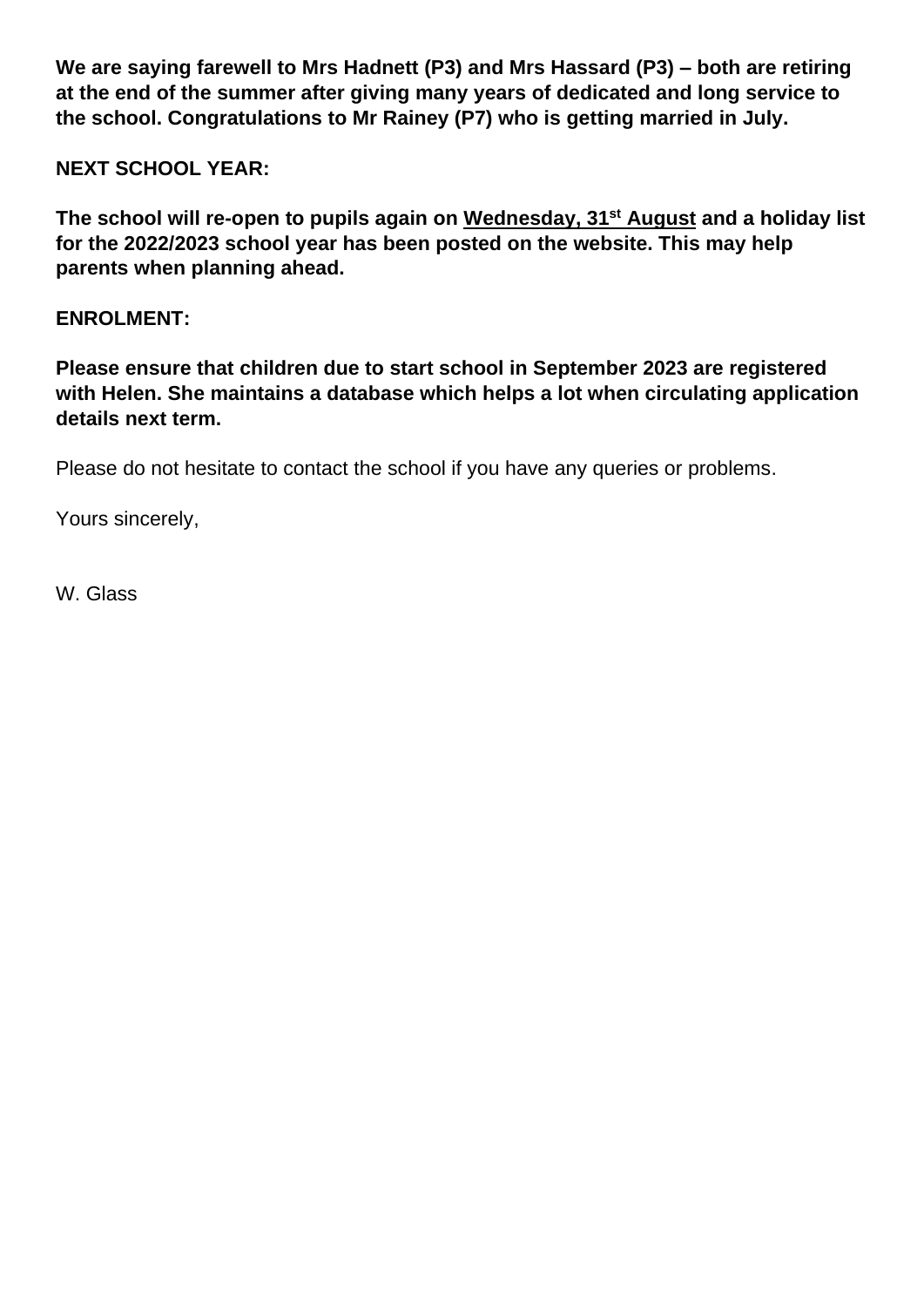**We are saying farewell to Mrs Hadnett (P3) and Mrs Hassard (P3) – both are retiring at the end of the summer after giving many years of dedicated and long service to the school. Congratulations to Mr Rainey (P7) who is getting married in July.**

**NEXT SCHOOL YEAR:**

**The school will re-open to pupils again on <u>Wednesday, 31st August</u> and a holiday list for the 2022/2023 school year has been posted on the website. This may help parents when planning ahead.**

**ENROLMENT:**

**Please ensure that children due to start school in September 2023 are registered with Helen. She maintains a database which helps a lot when circulating application details next term.**

Please do not hesitate to contact the school if you have any queries or problems.

Yours sincerely,

W. Glass